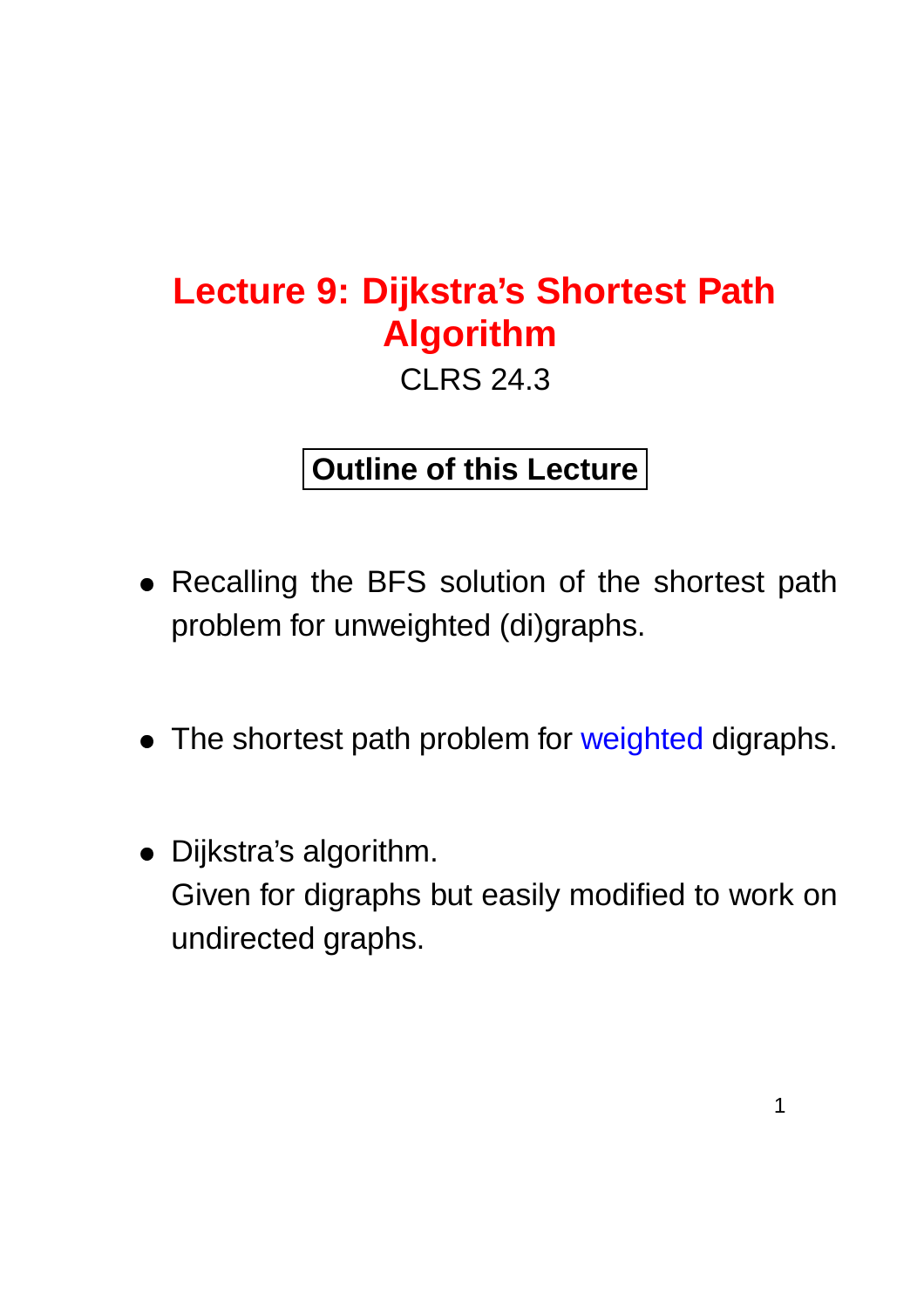# Lecture 9: Dijkstra's Shortest Path Algorithm

CLRS 24.3

## Outline of this Lecture

- Recalling the BFS solution of the shortest path problem for unweighted (di)graphs.

- The shortest path problem for weighted digraphs.

- Dijkstra's algorithm.
  Given for digraphs but easily modified to work on undirected graphs.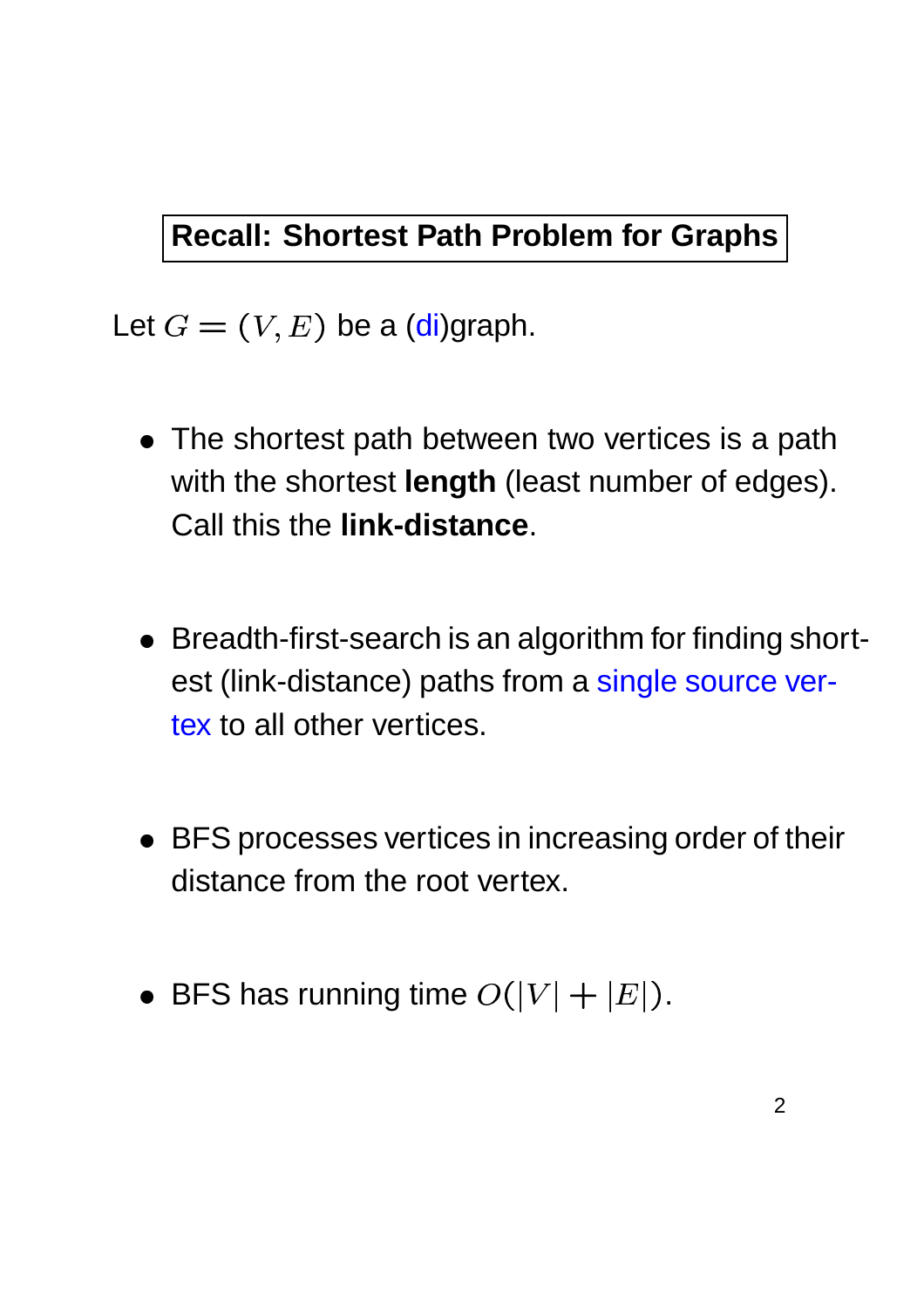## Recall: Shortest Path Problem for Graphs

Let $G = (V, E)$ be a (di)graph.

- The shortest path between two vertices is a path with the shortest **length** (least number of edges). Call this the **link-distance**.

- Breadth-first-search is an algorithm for finding shortest (link-distance) paths from a single source vertex to all other vertices.

- BFS processes vertices in increasing order of their distance from the root vertex.

- BFS has running time $O(|V| + |E|)$.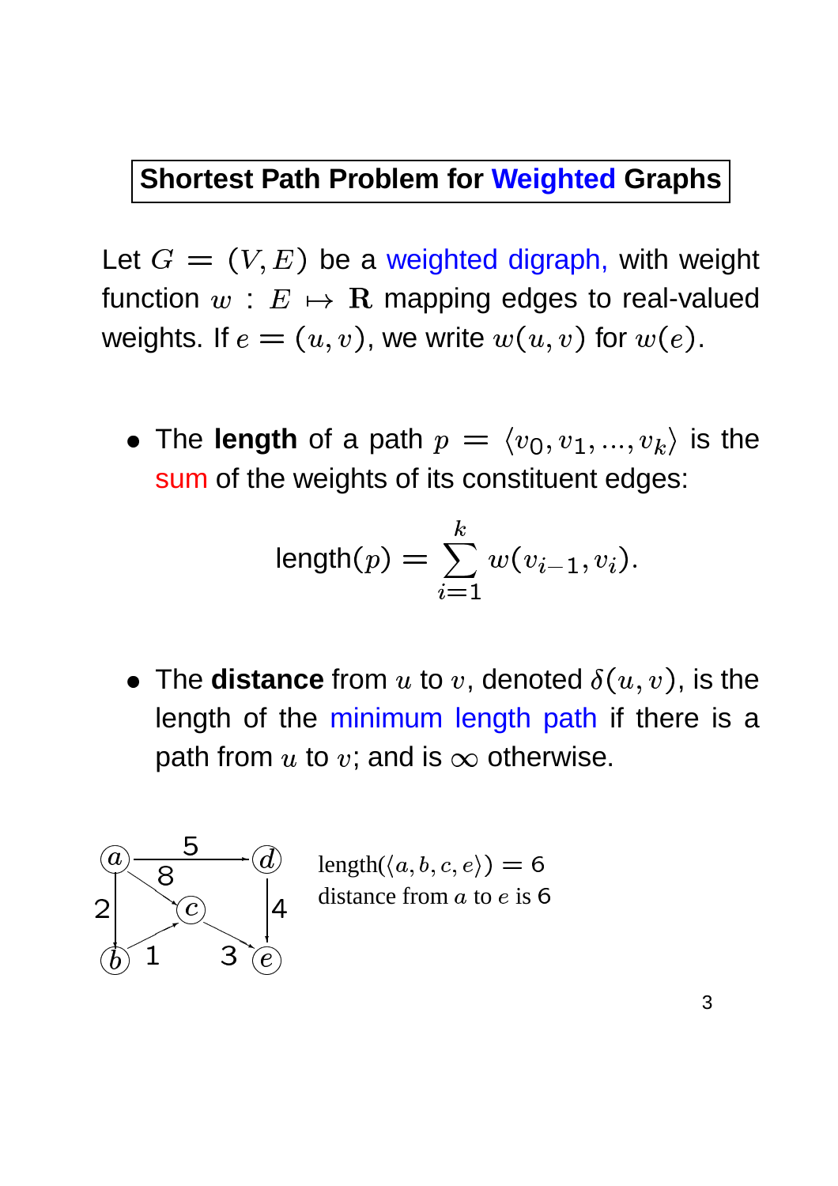# Shortest Path Problem for Weighted Graphs

Let $G = (V, E)$ be a weighted digraph, with weight function $w : E \mapsto \mathbf{R}$ mapping edges to real-valued weights. If $e = (u, v)$, we write $w(u, v)$ for $w(e)$.

- The **length** of a path $p = \langle v_0, v_1, ..., v_k \rangle$ is the sum of the weights of its constituent edges:

$$\text{length}(p) = \sum_{i=1}^{k} w(v_{i-1}, v_i).$$

- The **distance** from $u$ to $v$, denoted $\delta(u, v)$, is the length of the minimum length path if there is a path from $u$ to $v$; and is $\infty$ otherwise.

length($\langle a, b, c, e \rangle$) = 6
distance from $a$ to $e$ is 6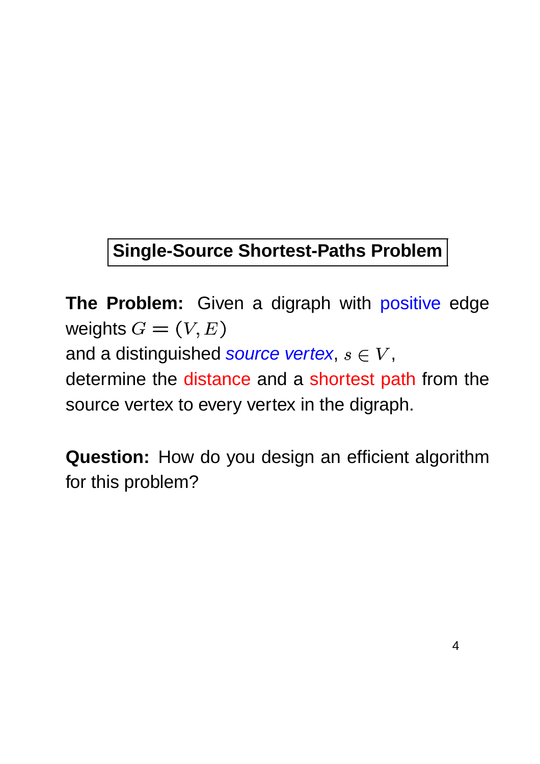## Single-Source Shortest-Paths Problem

**The Problem:** Given a digraph with positive edge weights $G = (V, E)$
and a distinguished *source vertex*, $s \in V$,
determine the distance and a shortest path from the source vertex to every vertex in the digraph.

**Question:** How do you design an efficient algorithm for this problem?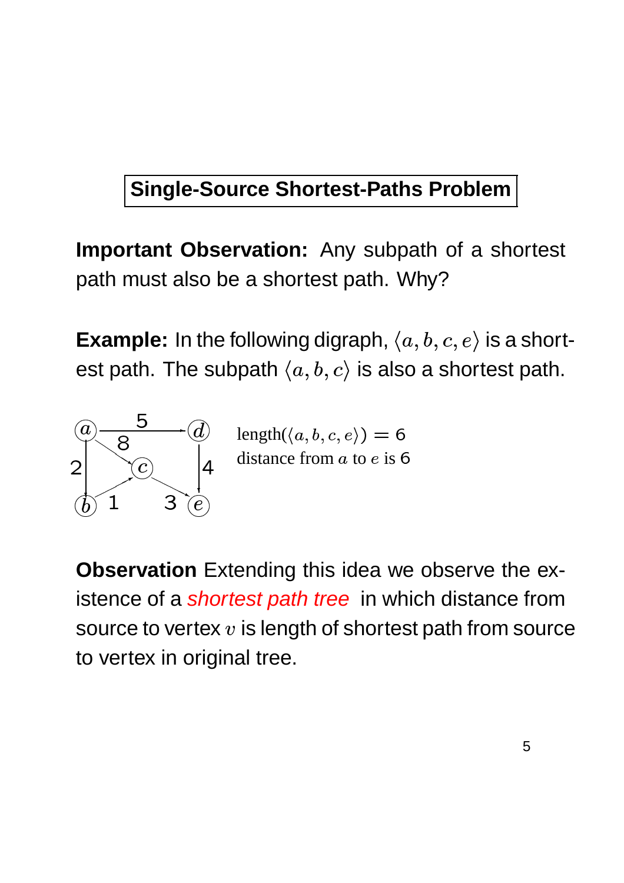# Single-Source Shortest-Paths Problem

**Important Observation:** Any subpath of a shortest path must also be a shortest path. Why?

**Example:** In the following digraph, $\langle a, b, c, e \rangle$ is a shortest path. The subpath $\langle a, b, c \rangle$ is also a shortest path.

length($\langle a, b, c, e \rangle$) = 6
distance from $a$ to $e$ is 6

**Observation** Extending this idea we observe the existence of a *shortest path tree* in which distance from source to vertex $v$ is length of shortest path from source to vertex in original tree.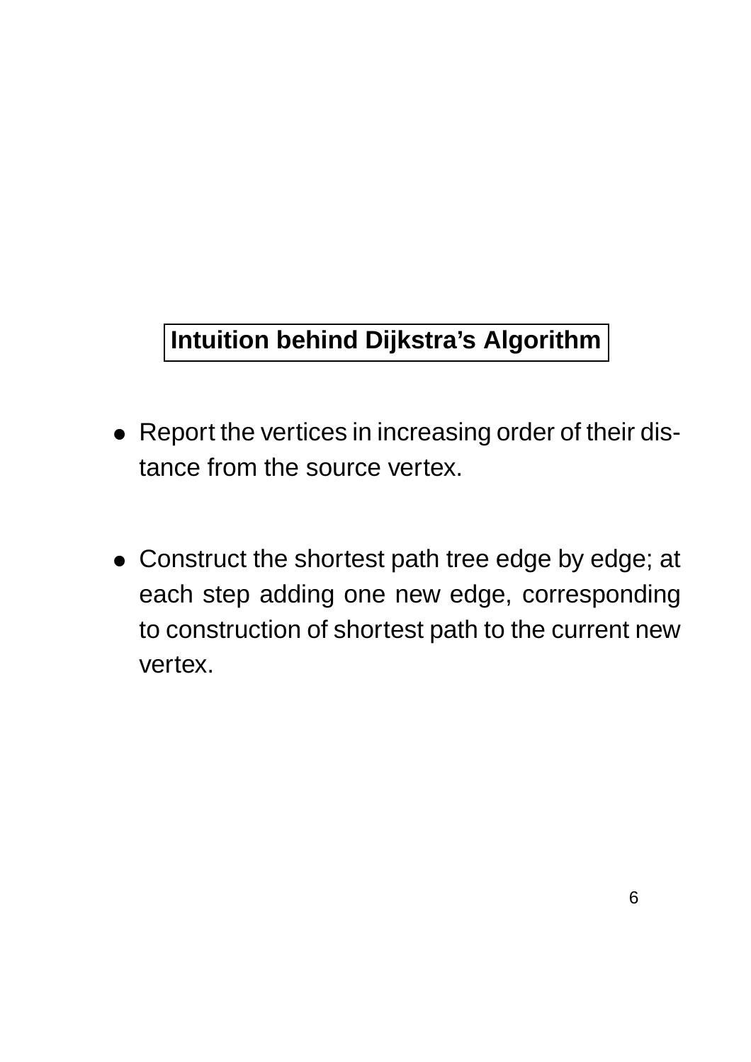## Intuition behind Dijkstra's Algorithm

- Report the vertices in increasing order of their distance from the source vertex.

- Construct the shortest path tree edge by edge; at each step adding one new edge, corresponding to construction of shortest path to the current new vertex.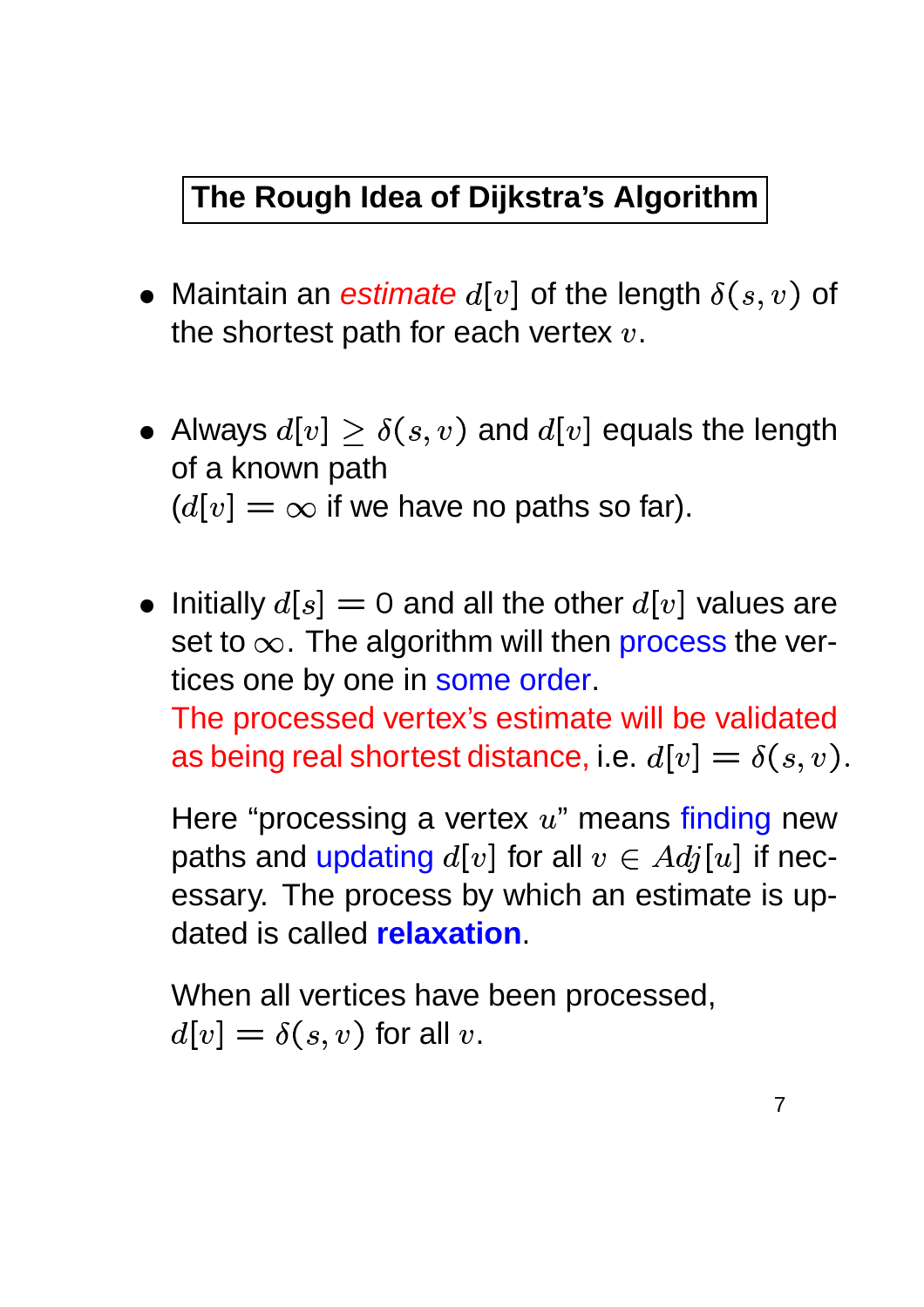## The Rough Idea of Dijkstra's Algorithm

- Maintain an *estimate* $d[v]$ of the length $\delta(s, v)$ of the shortest path for each vertex $v$.

- Always $d[v] \geq \delta(s, v)$ and $d[v]$ equals the length of a known path
  ($d[v] = \infty$ if we have no paths so far).

- Initially $d[s] = 0$ and all the other $d[v]$ values are set to $\infty$. The algorithm will then process the vertices one by one in some order.
  The processed vertex's estimate will be validated as being real shortest distance, i.e. $d[v] = \delta(s, v)$.

  Here "processing a vertex $u$" means finding new paths and updating $d[v]$ for all $v \in Adj[u]$ if necessary. The process by which an estimate is updated is called **relaxation**.

  When all vertices have been processed,
  $d[v] = \delta(s, v)$ for all $v$.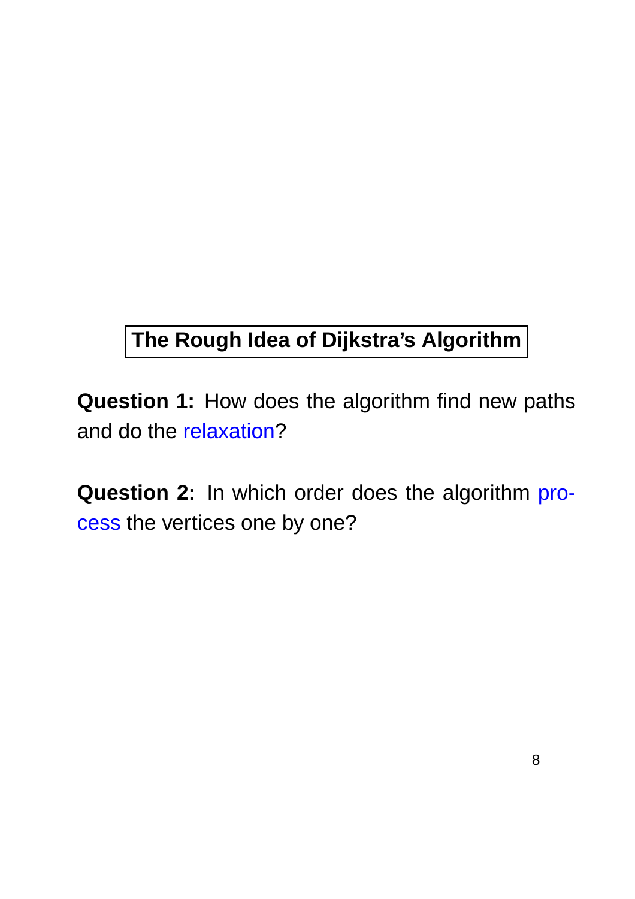## The Rough Idea of Dijkstra's Algorithm

**Question 1:** How does the algorithm find new paths and do the relaxation?

**Question 2:** In which order does the algorithm process the vertices one by one?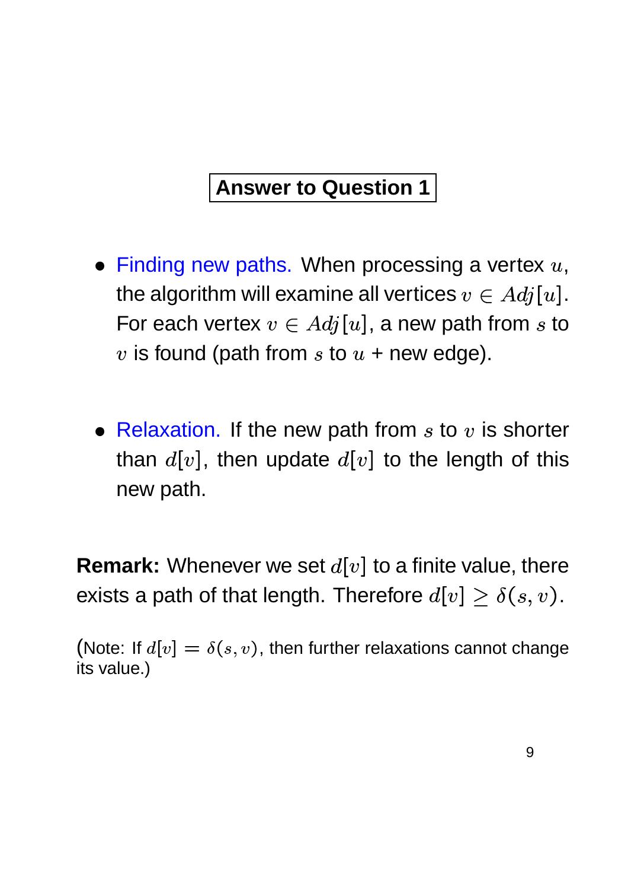## Answer to Question 1

- Finding new paths. When processing a vertex $u$, the algorithm will examine all vertices $v \in Adj[u]$. For each vertex $v \in Adj[u]$, a new path from $s$ to $v$ is found (path from $s$ to $u$ + new edge).

- Relaxation. If the new path from $s$ to $v$ is shorter than $d[v]$, then update $d[v]$ to the length of this new path.

**Remark:** Whenever we set $d[v]$ to a finite value, there exists a path of that length. Therefore $d[v] \geq \delta(s, v)$.

(Note: If $d[v] = \delta(s, v)$, then further relaxations cannot change its value.)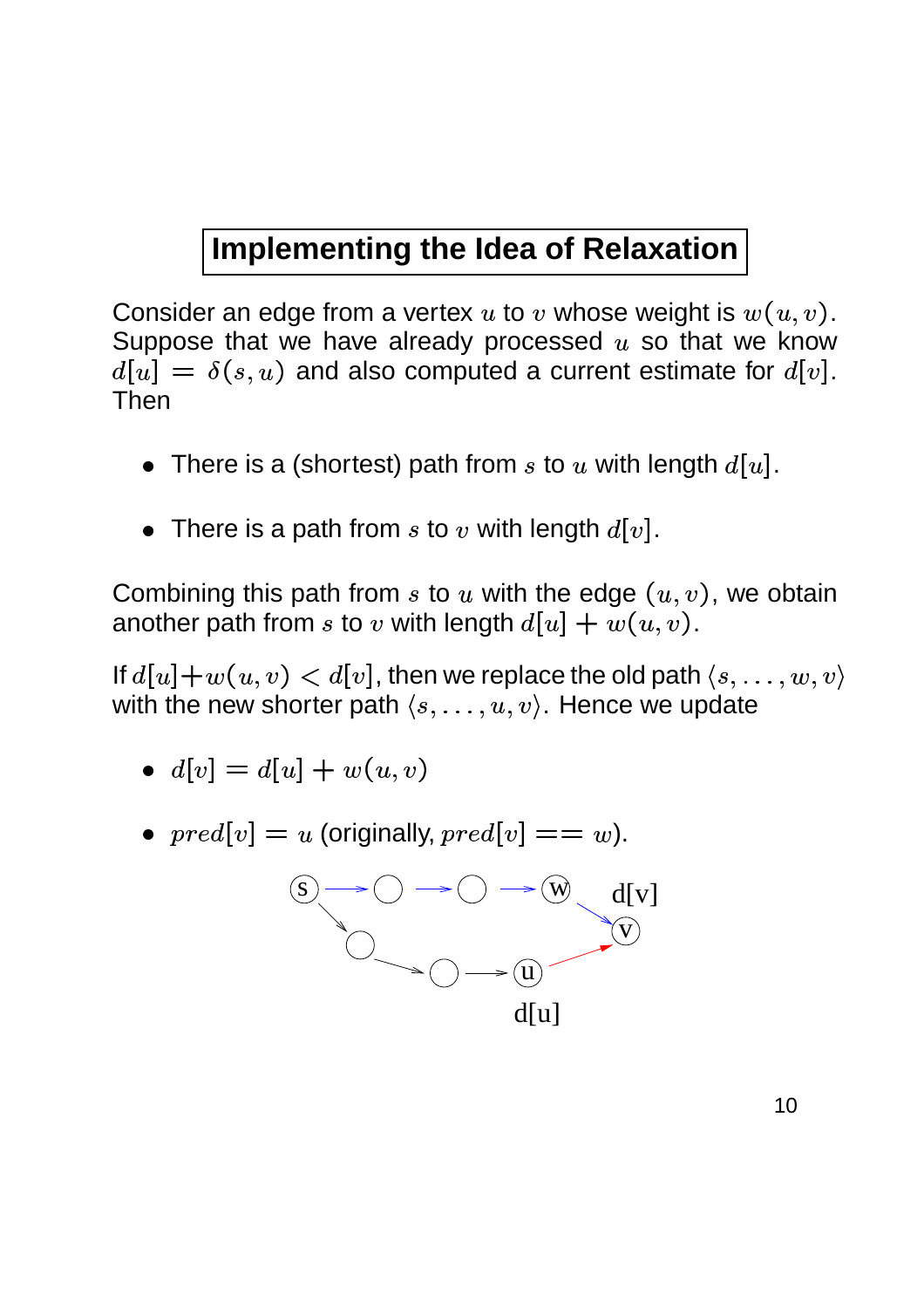# Implementing the Idea of Relaxation

Consider an edge from a vertex $u$ to $v$ whose weight is $w(u,v)$. Suppose that we have already processed $u$ so that we know $d[u] = \delta(s,u)$ and also computed a current estimate for $d[v]$. Then

- There is a (shortest) path from $s$ to $u$ with length $d[u]$.
- There is a path from $s$ to $v$ with length $d[v]$.

Combining this path from $s$ to $u$ with the edge $(u,v)$, we obtain another path from $s$ to $v$ with length $d[u] + w(u,v)$.

If $d[u]+w(u,v) < d[v]$, then we replace the old path $\langle s, \ldots, w, v \rangle$ with the new shorter path $\langle s, \ldots, u, v \rangle$. Hence we update

- $d[v] = d[u] + w(u,v)$
- $pred[v] = u$ (originally, $pred[v] == w$).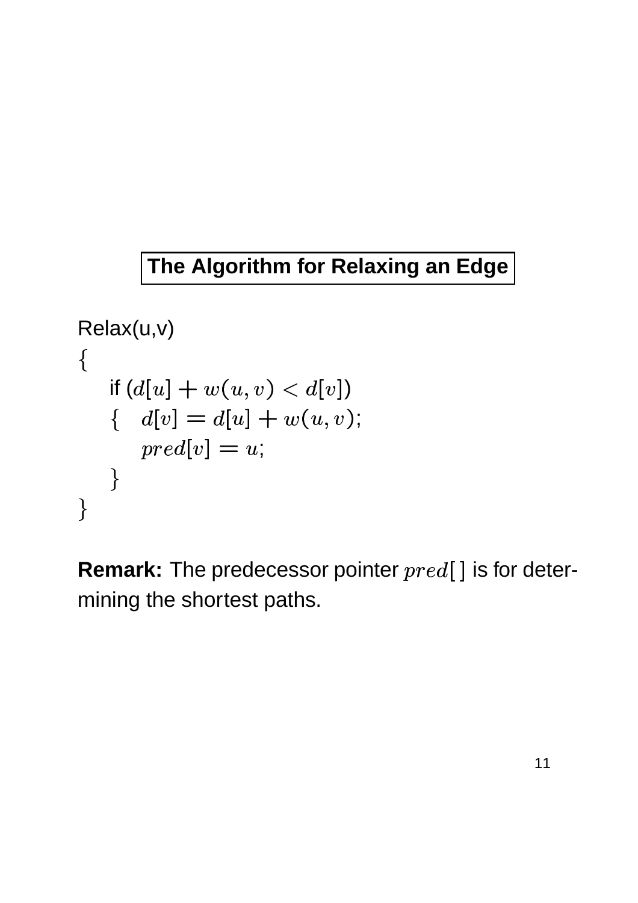## The Algorithm for Relaxing an Edge

Relax(u,v)
$\{$
  if ($d[u] + w(u,v) < d[v]$)
  $\{$  $d[v] = d[u] + w(u,v)$;
     $pred[v] = u$;
  $\}$
$\}$

**Remark:** The predecessor pointer $pred[\,]$ is for determining the shortest paths.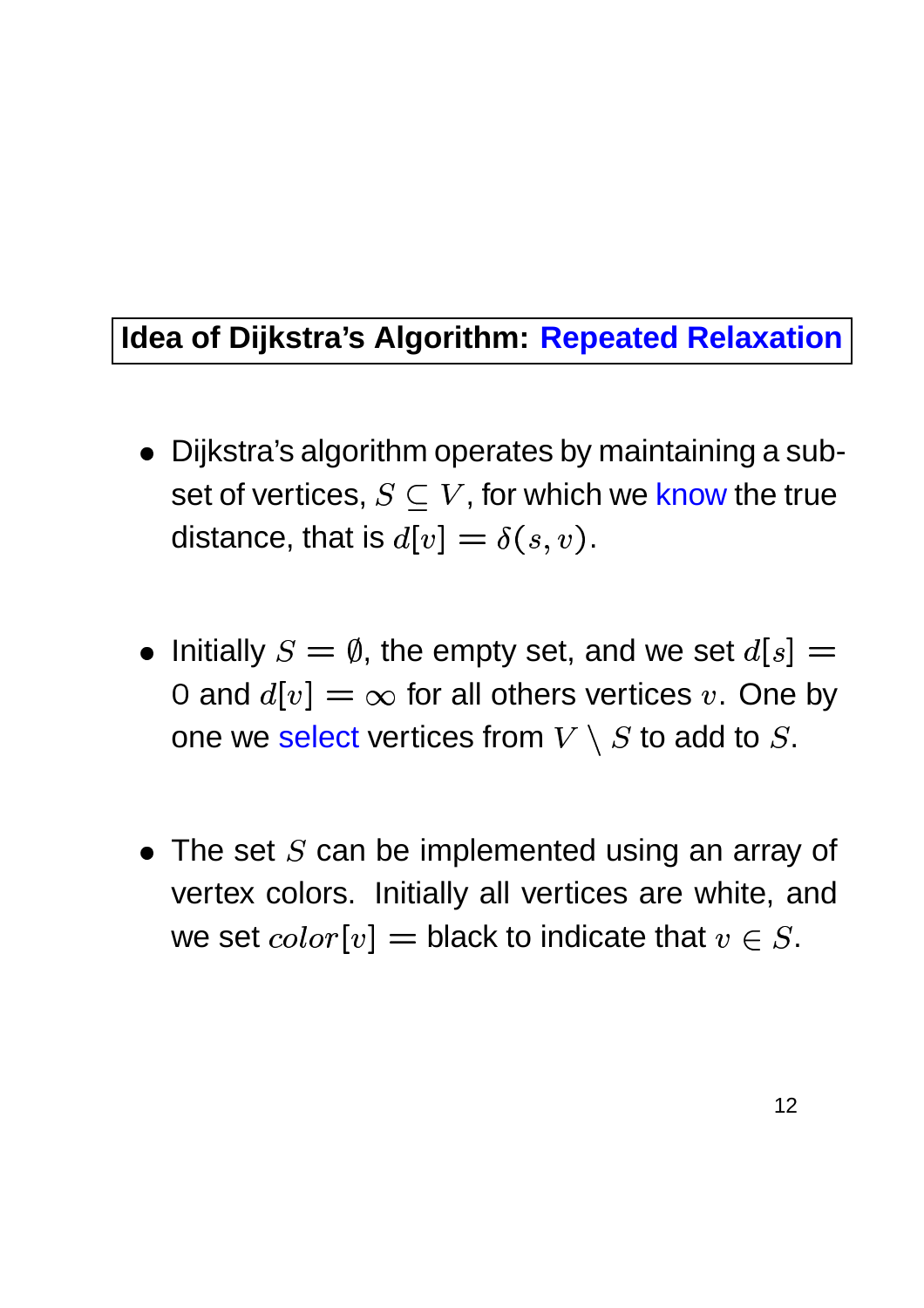## Idea of Dijkstra's Algorithm: Repeated Relaxation

- Dijkstra's algorithm operates by maintaining a subset of vertices, $S \subseteq V$, for which we know the true distance, that is $d[v] = \delta(s, v)$.

- Initially $S = \emptyset$, the empty set, and we set $d[s] = 0$ and $d[v] = \infty$ for all others vertices $v$. One by one we select vertices from $V \setminus S$ to add to $S$.

- The set $S$ can be implemented using an array of vertex colors. Initially all vertices are white, and we set $color[v] =$ black to indicate that $v \in S$.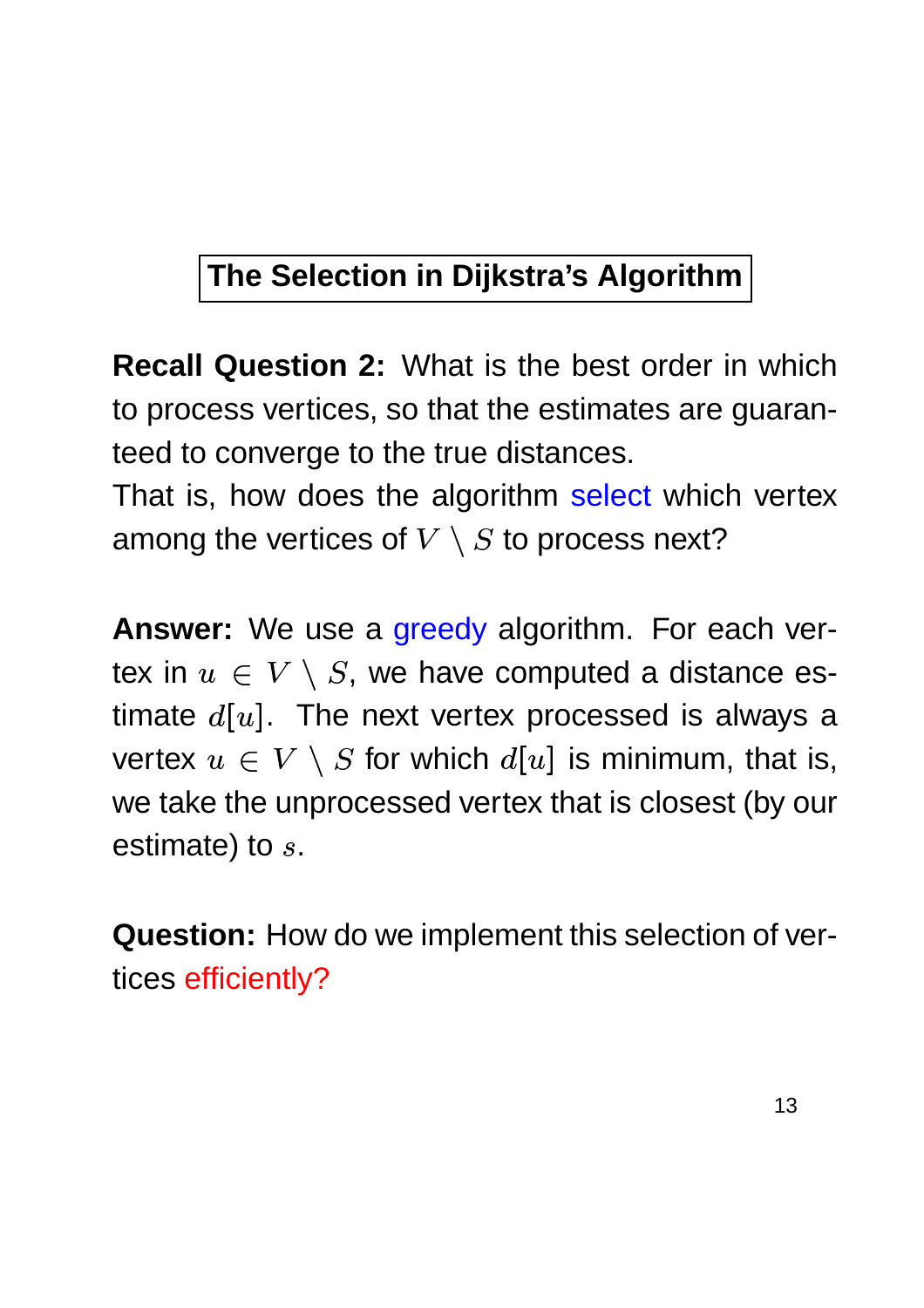## The Selection in Dijkstra's Algorithm

**Recall Question 2:** What is the best order in which to process vertices, so that the estimates are guaranteed to converge to the true distances.
That is, how does the algorithm select which vertex among the vertices of $V \setminus S$ to process next?

**Answer:** We use a greedy algorithm. For each vertex in $u \in V \setminus S$, we have computed a distance estimate $d[u]$. The next vertex processed is always a vertex $u \in V \setminus S$ for which $d[u]$ is minimum, that is, we take the unprocessed vertex that is closest (by our estimate) to $s$.

**Question:** How do we implement this selection of vertices efficiently?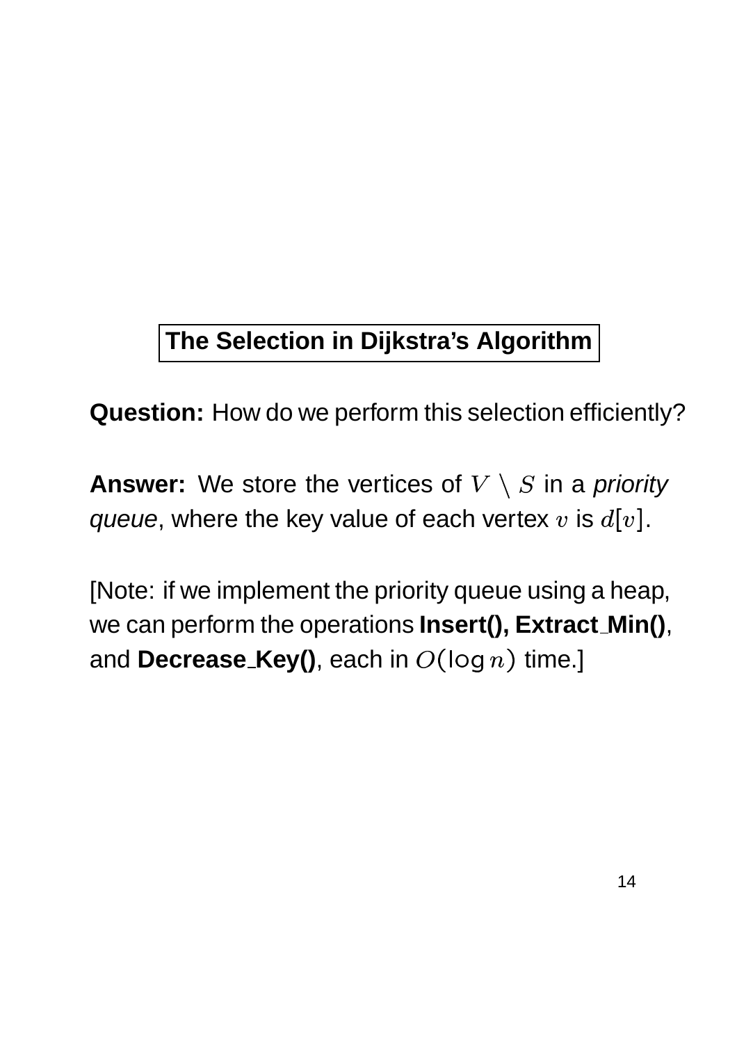## The Selection in Dijkstra's Algorithm

**Question:** How do we perform this selection efficiently?

**Answer:** We store the vertices of $V \setminus S$ in a *priority queue*, where the key value of each vertex $v$ is $d[v]$.

[Note: if we implement the priority queue using a heap, we can perform the operations **Insert(), Extract_Min()**, and **Decrease_Key()**, each in $O(\log n)$ time.]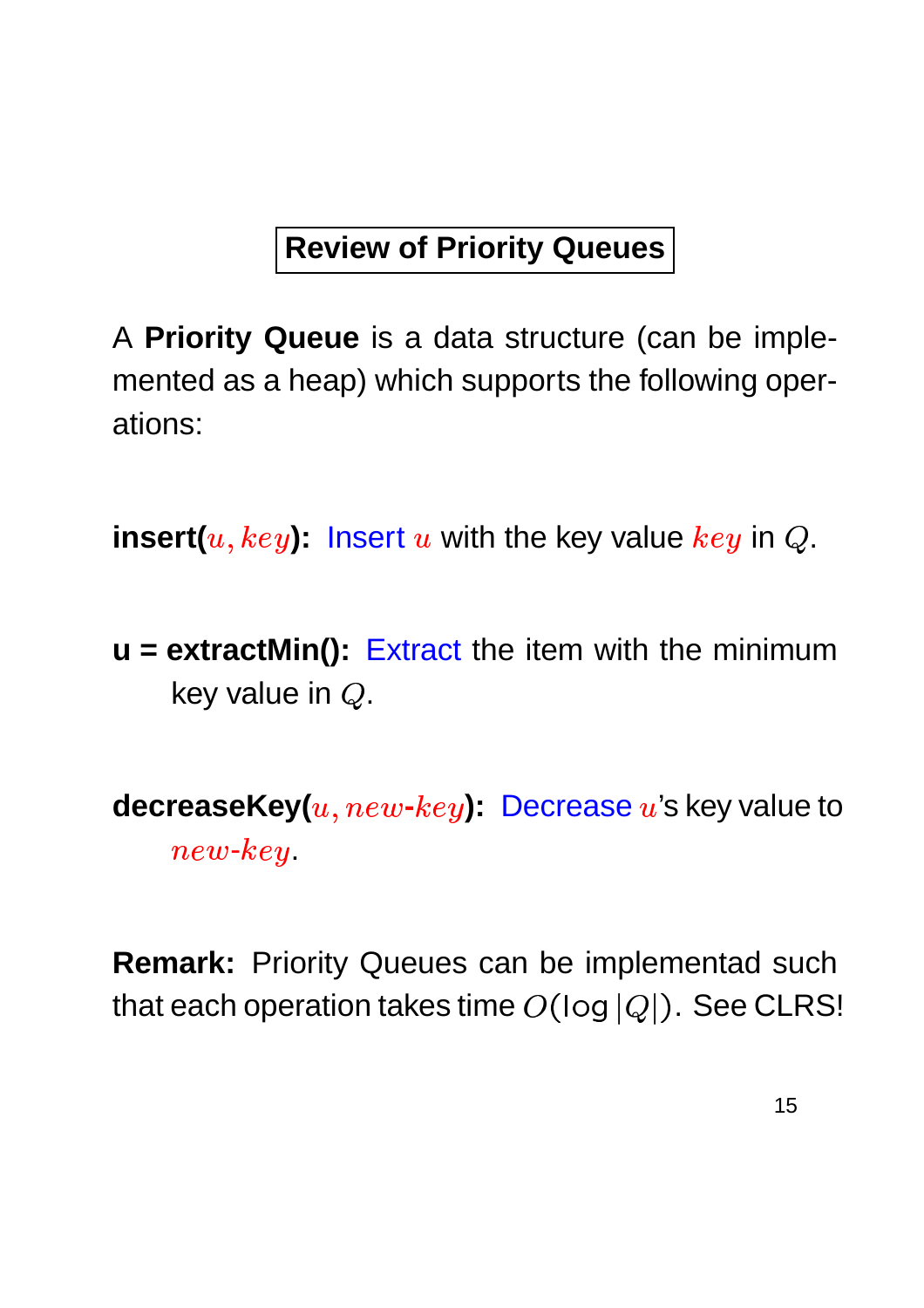## Review of Priority Queues

A **Priority Queue** is a data structure (can be implemented as a heap) which supports the following operations:

**insert($u, key$):** Insert $u$ with the key value $key$ in $Q$.

**u = extractMin():** Extract the item with the minimum key value in $Q$.

**decreaseKey($u, new\text{-}key$):** Decrease $u$'s key value to $new\text{-}key$.

**Remark:** Priority Queues can be implementad such that each operation takes time $O(\log |Q|)$. See CLRS!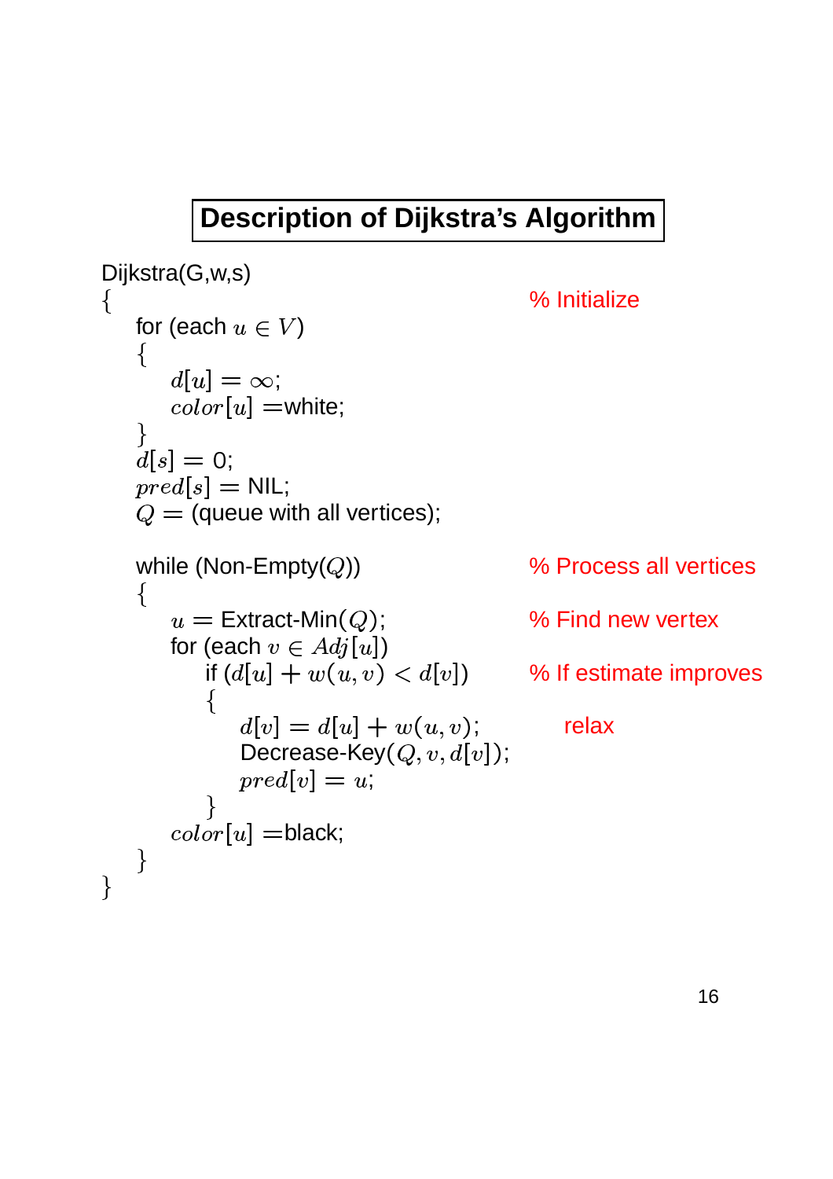## Description of Dijkstra's Algorithm

```
Dijkstra(G,w,s)
{                                                   % Initialize
   for (each u ∈ V)
   {
      d[u] = ∞;
      color[u] =white;
   }
   d[s] = 0;
   pred[s] = NIL;
   Q = (queue with all vertices);

   while (Non-Empty(Q))                             % Process all vertices
   {
      u = Extract-Min(Q);                           % Find new vertex
      for (each v ∈ Adj[u])
         if (d[u] + w(u,v) < d[v])                  % If estimate improves
         {
            d[v] = d[u] + w(u,v);                      relax
            Decrease-Key(Q, v, d[v]);
            pred[v] = u;
         }
      color[u] =black;
   }
}
```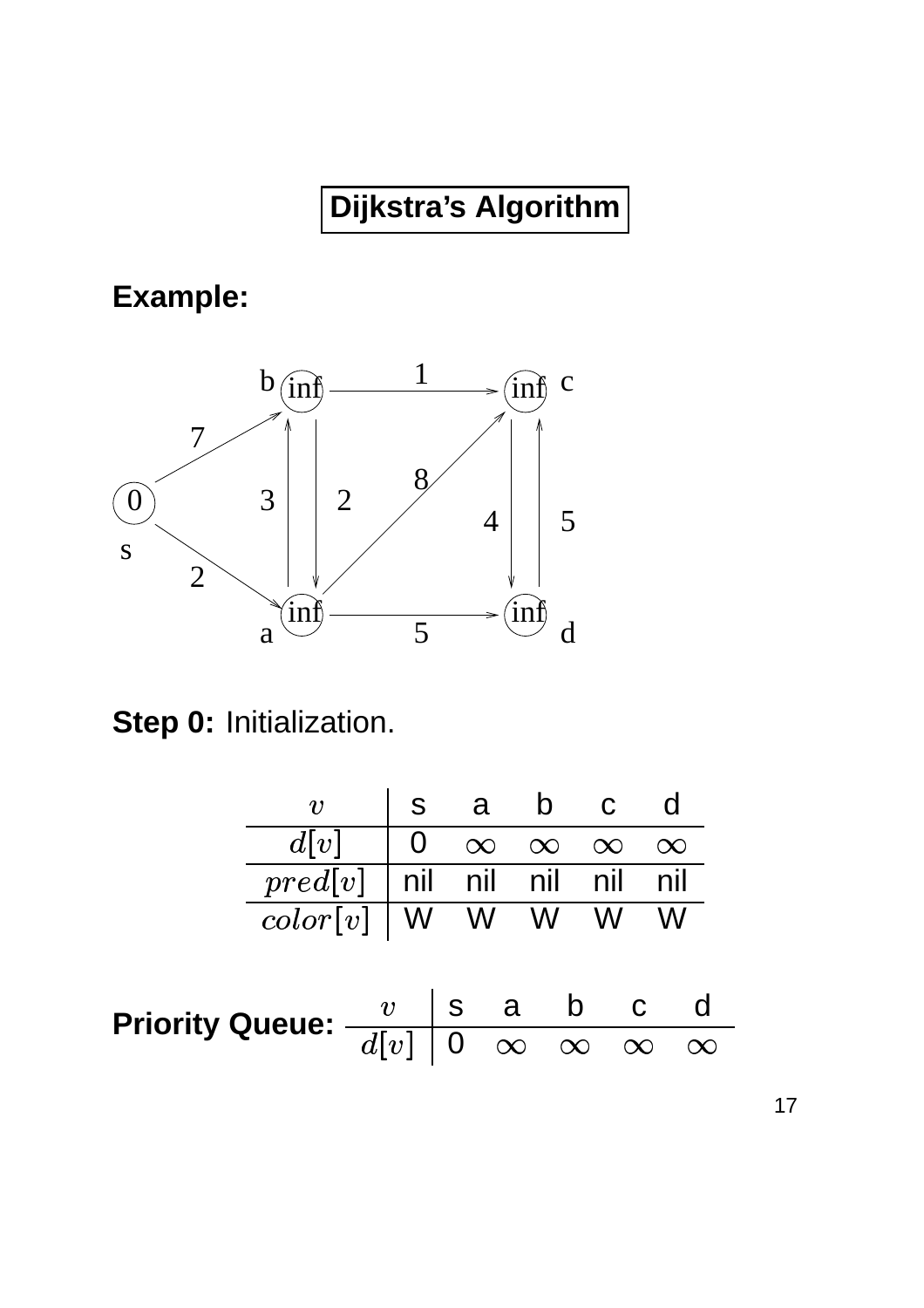# Dijkstra's Algorithm

**Example:**

**Step 0:** Initialization.

| $v$ | s | a | b | c | d |
|---|---|---|---|---|---|
| $d[v]$ | 0 | $\infty$ | $\infty$ | $\infty$ | $\infty$ |
| $pred[v]$ | nil | nil | nil | nil | nil |
| $color[v]$ | W | W | W | W | W |

**Priority Queue:**

| $v$ | s | a | b | c | d |
|---|---|---|---|---|---|
| $d[v]$ | 0 | $\infty$ | $\infty$ | $\infty$ | $\infty$ |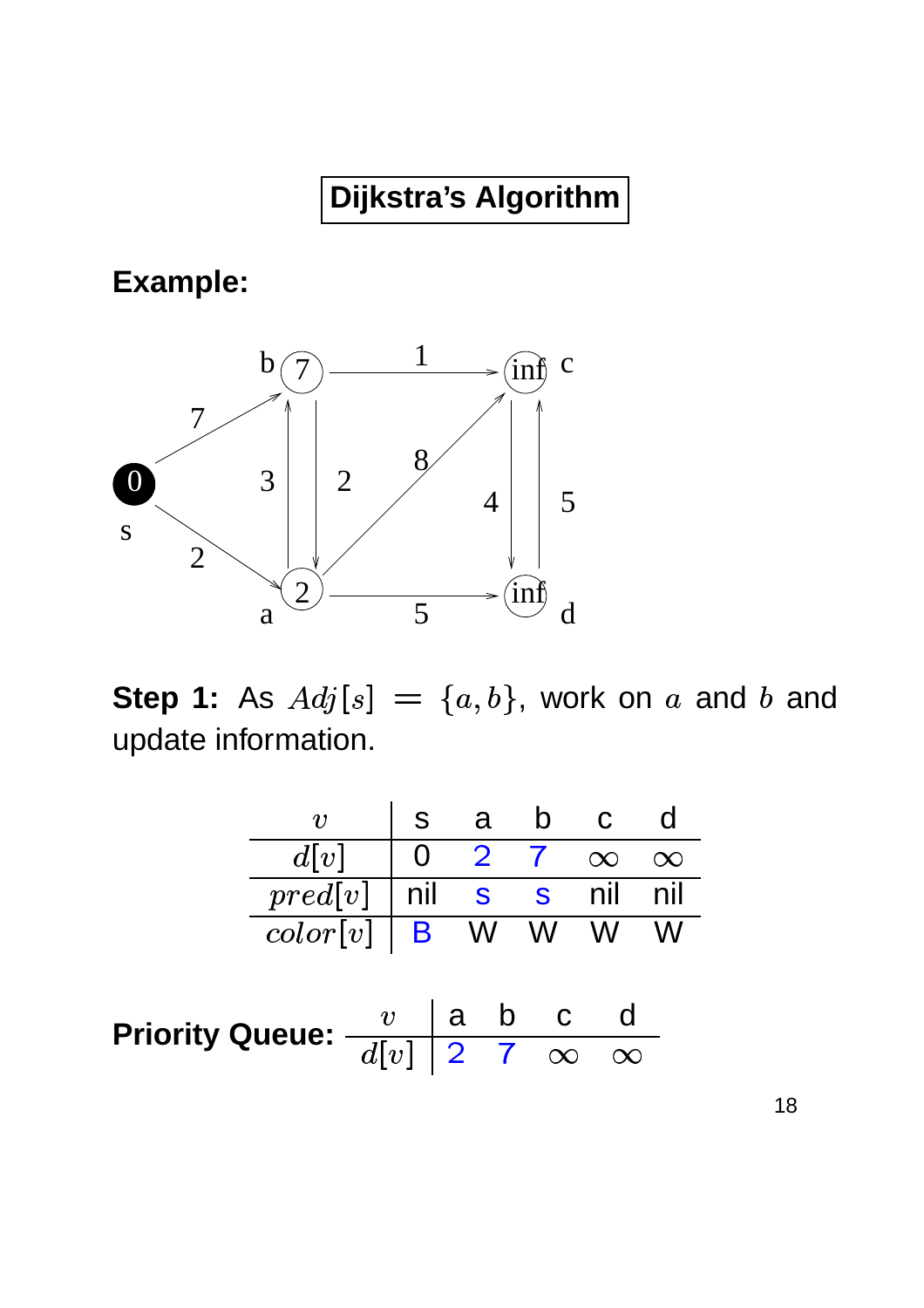# Dijkstra's Algorithm

**Example:**

**Step 1:** As $Adj[s] = \{a, b\}$, work on $a$ and $b$ and update information.

| $v$ | s | a | b | c | d |
|---|---|---|---|---|---|
| $d[v]$ | 0 | 2 | 7 | $\infty$ | $\infty$ |
| $pred[v]$ | nil | s | s | nil | nil |
| $color[v]$ | B | W | W | W | W |

**Priority Queue:**

| $v$ | a | b | c | d |
|---|---|---|---|---|
| $d[v]$ | 2 | 7 | $\infty$ | $\infty$ |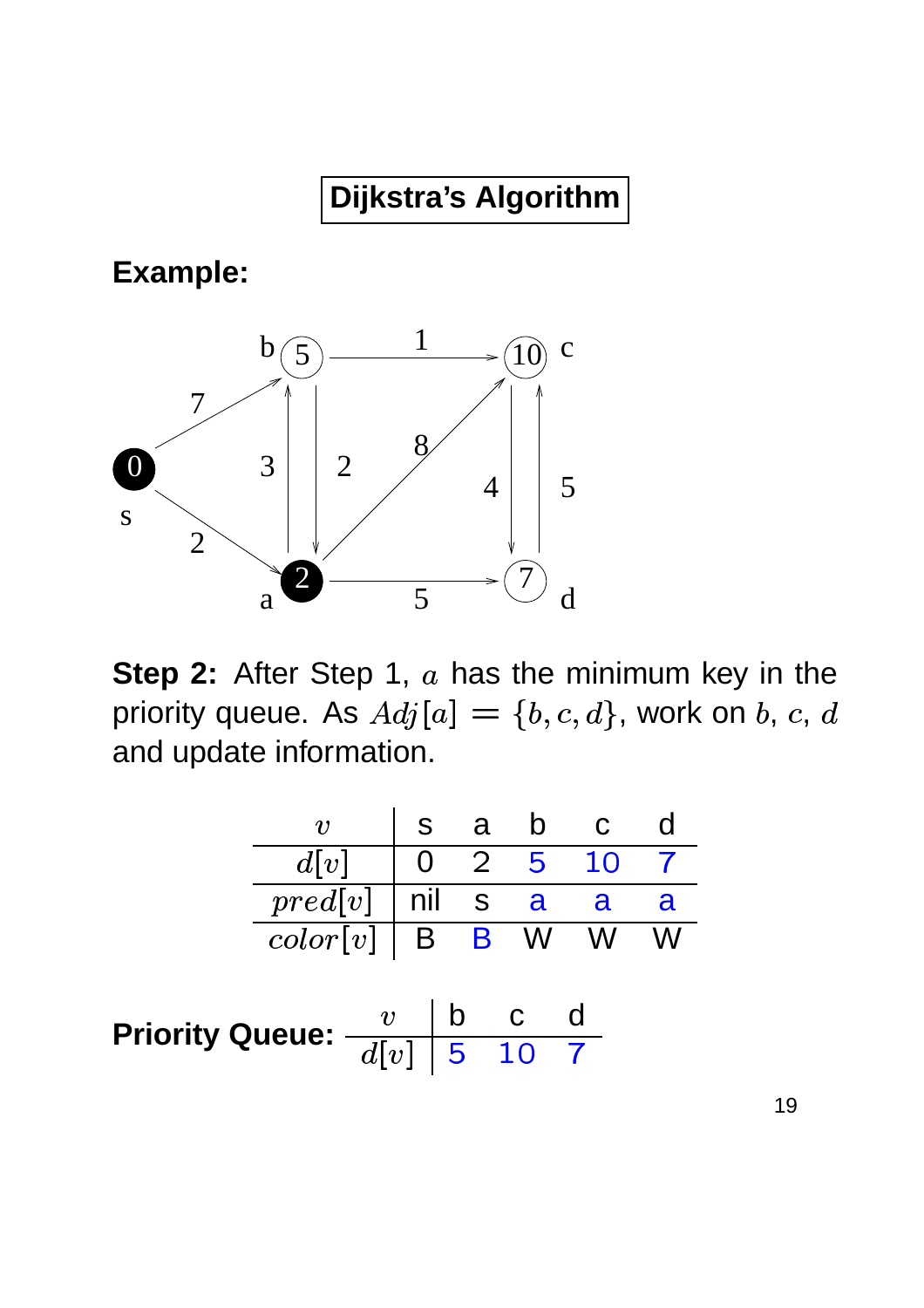# Dijkstra's Algorithm

**Example:**

**Step 2:** After Step 1, $a$ has the minimum key in the priority queue. As $Adj[a] = \{b, c, d\}$, work on $b$, $c$, $d$ and update information.

| $v$ | s | a | b | c | d |
|---|---|---|---|---|---|
| $d[v]$ | 0 | 2 | 5 | 10 | 7 |
| $pred[v]$ | nil | s | a | a | a |
| $color[v]$ | B | B | W | W | W |

**Priority Queue:**

| $v$ | b | c | d |
|---|---|---|---|
| $d[v]$ | 5 | 10 | 7 |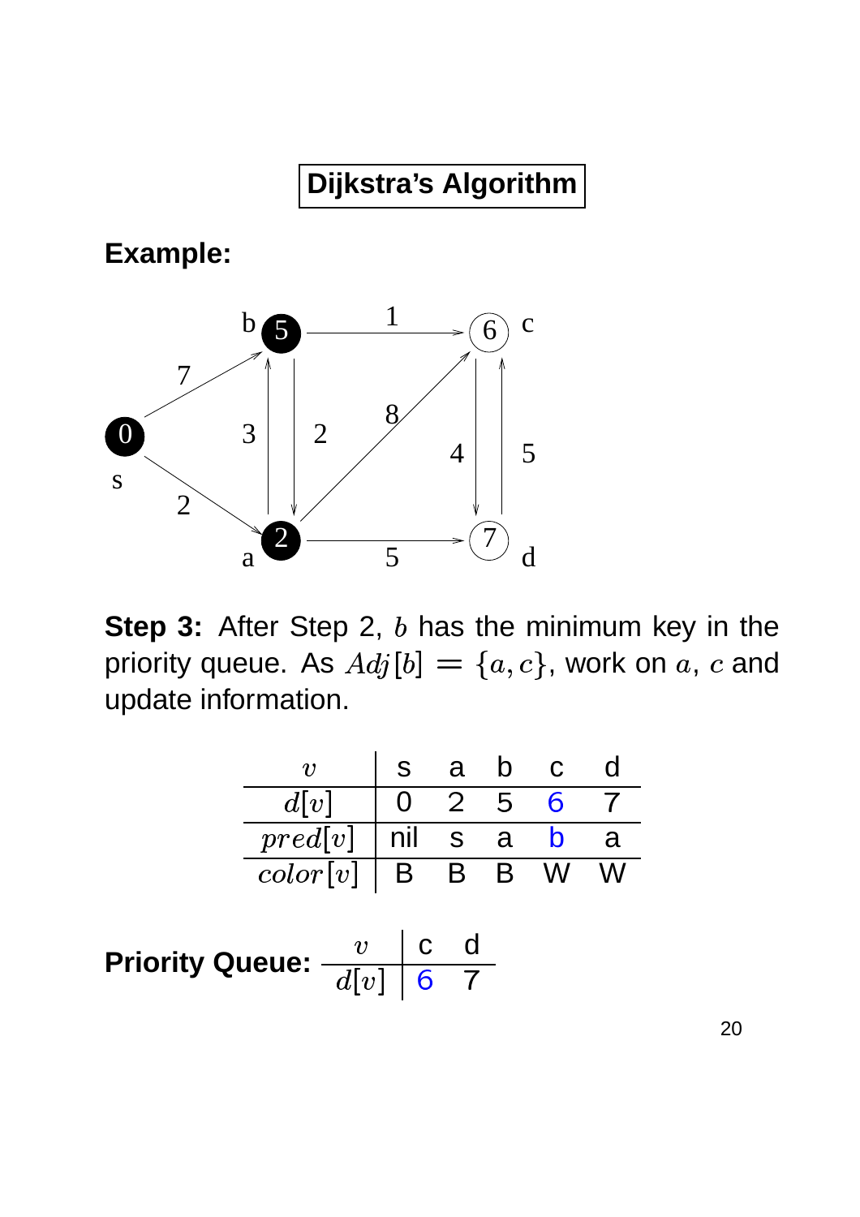# Dijkstra's Algorithm

**Example:**

**Step 3:** After Step 2, $b$ has the minimum key in the priority queue. As $Adj[b] = \{a, c\}$, work on $a$, $c$ and update information.

| $v$ | s | a | b | c | d |
|---|---|---|---|---|---|
| $d[v]$ | 0 | 2 | 5 | 6 | 7 |
| $pred[v]$ | nil | s | a | b | a |
| $color[v]$ | B | B | B | W | W |

**Priority Queue:**

| $v$ | c | d |
|---|---|---|
| $d[v]$ | 6 | 7 |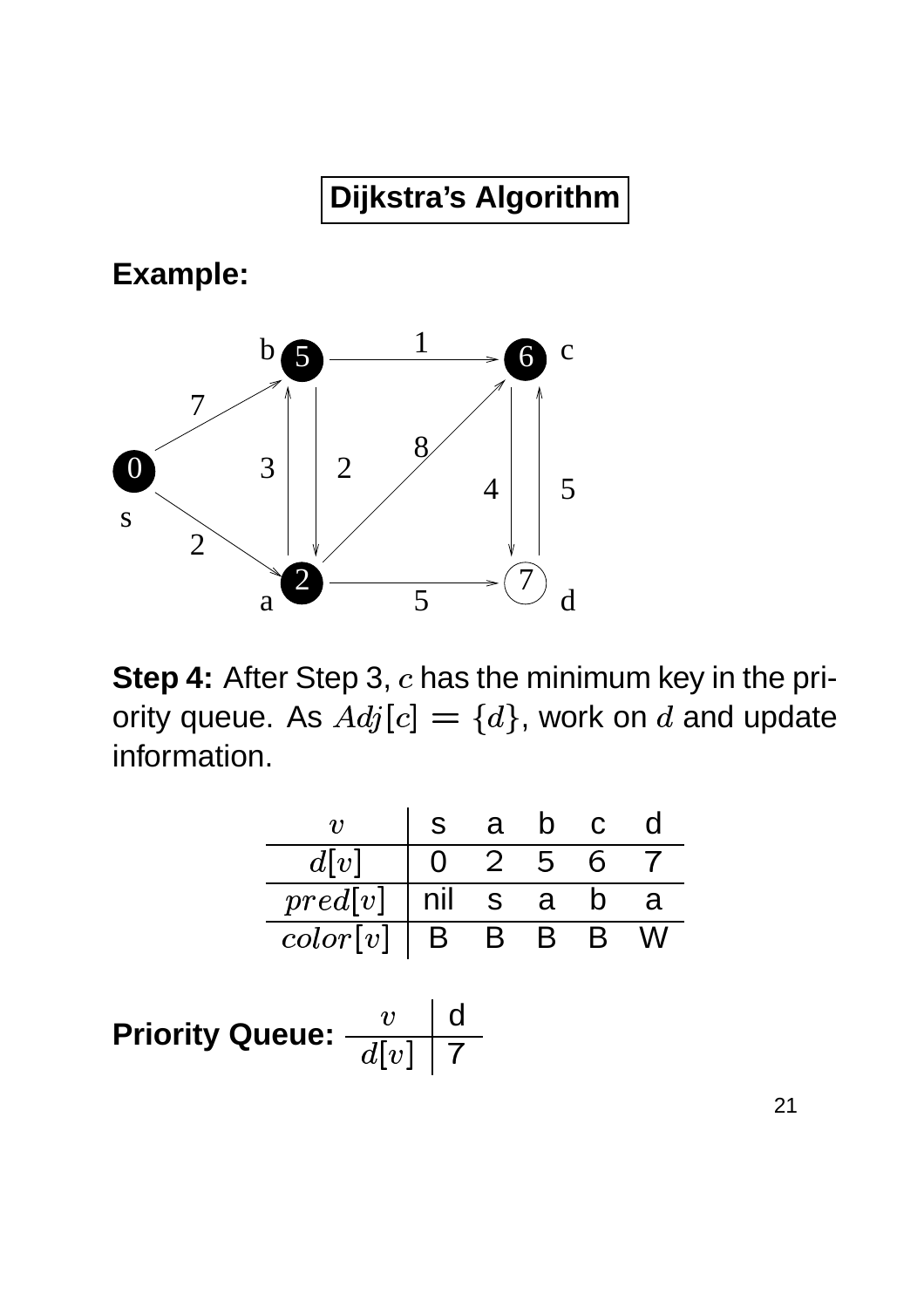# Dijkstra's Algorithm

**Example:**

**Step 4:** After Step 3, $c$ has the minimum key in the priority queue. As $Adj[c] = \{d\}$, work on $d$ and update information.

| $v$ | s | a | b | c | d |
|---|---|---|---|---|---|
| $d[v]$ | 0 | 2 | 5 | 6 | 7 |
| $pred[v]$ | nil | s | a | b | a |
| $color[v]$ | B | B | B | B | W |

**Priority Queue:**

| $v$ | d |
|---|---|
| $d[v]$ | 7 |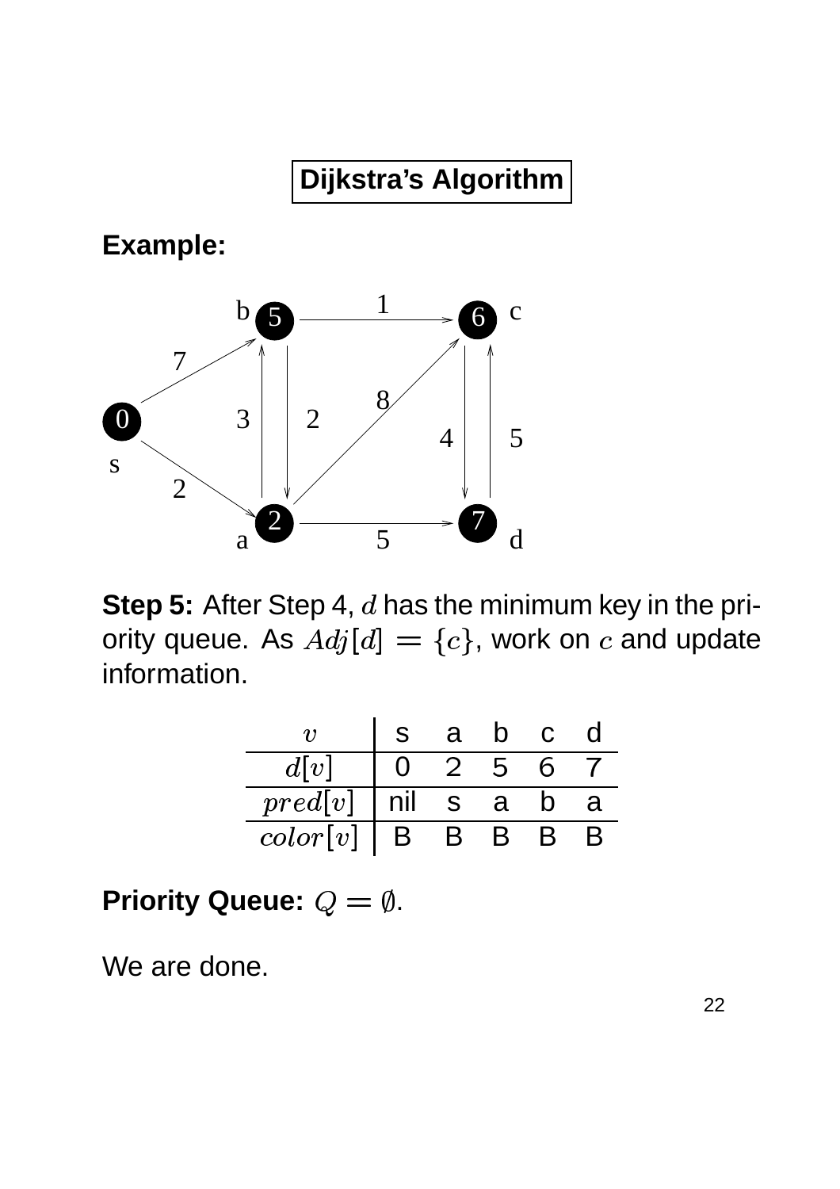## Dijkstra's Algorithm

**Example:**

**Step 5:** After Step 4, $d$ has the minimum key in the priority queue. As $Adj[d] = \{c\}$, work on $c$ and update information.

| $v$ | s | a | b | c | d |
|---|---|---|---|---|---|
| $d[v]$ | 0 | 2 | 5 | 6 | 7 |
| $pred[v]$ | nil | s | a | b | a |
| $color[v]$ | B | B | B | B | B |

**Priority Queue:** $Q = \emptyset$.

We are done.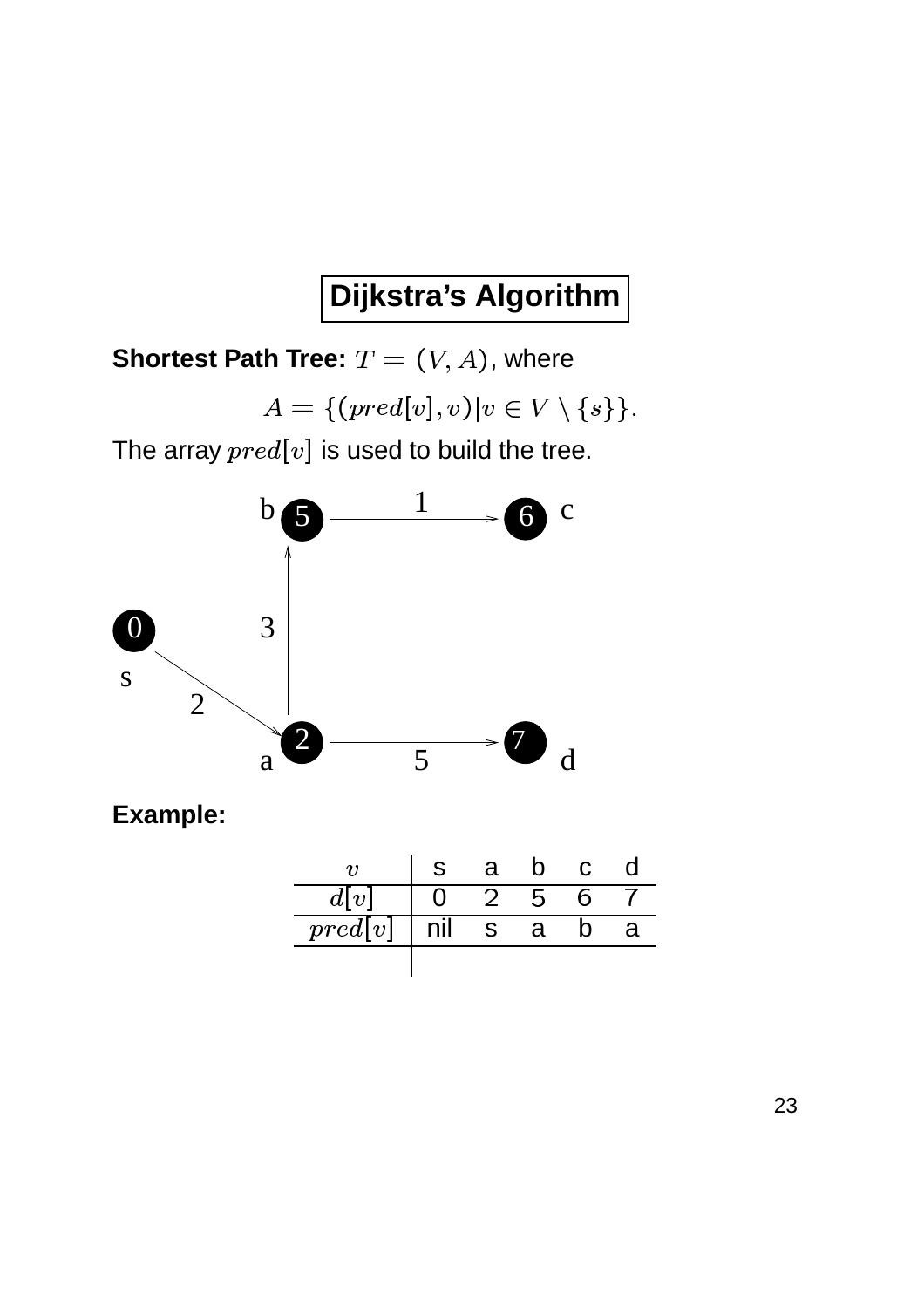# Dijkstra's Algorithm

**Shortest Path Tree:** $T = (V, A)$, where

$$A = \{(pred[v], v) | v \in V \setminus \{s\}\}.$$

The array $pred[v]$ is used to build the tree.

**Example:**

| $v$ | s | a | b | c | d |
|---|---|---|---|---|---|
| $d[v]$ | 0 | 2 | 5 | 6 | 7 |
| $pred[v]$ | nil | s | a | b | a |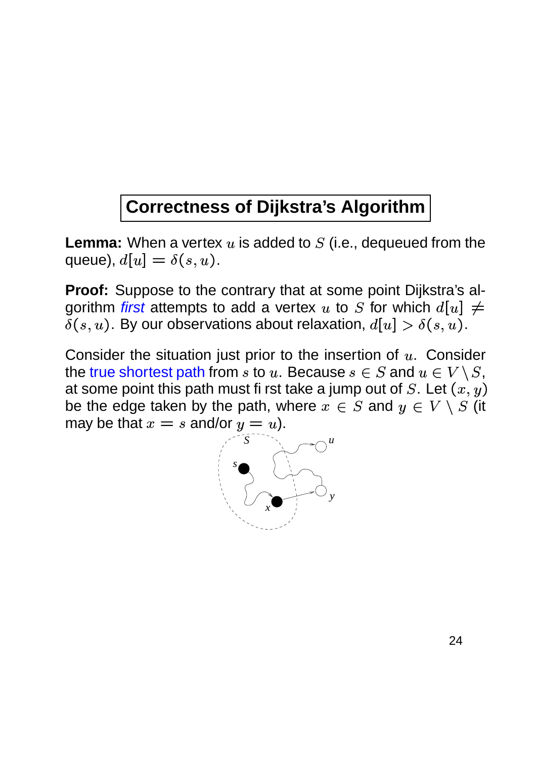# Correctness of Dijkstra's Algorithm

**Lemma:** When a vertex $u$ is added to $S$ (i.e., dequeued from the queue), $d[u] = \delta(s, u)$.

**Proof:** Suppose to the contrary that at some point Dijkstra's algorithm *first* attempts to add a vertex $u$ to $S$ for which $d[u] \neq \delta(s, u)$. By our observations about relaxation, $d[u] > \delta(s, u)$.

Consider the situation just prior to the insertion of $u$. Consider the true shortest path from $s$ to $u$. Because $s \in S$ and $u \in V \setminus S$, at some point this path must first take a jump out of $S$. Let $(x, y)$ be the edge taken by the path, where $x \in S$ and $y \in V \setminus S$ (it may be that $x = s$ and/or $y = u$).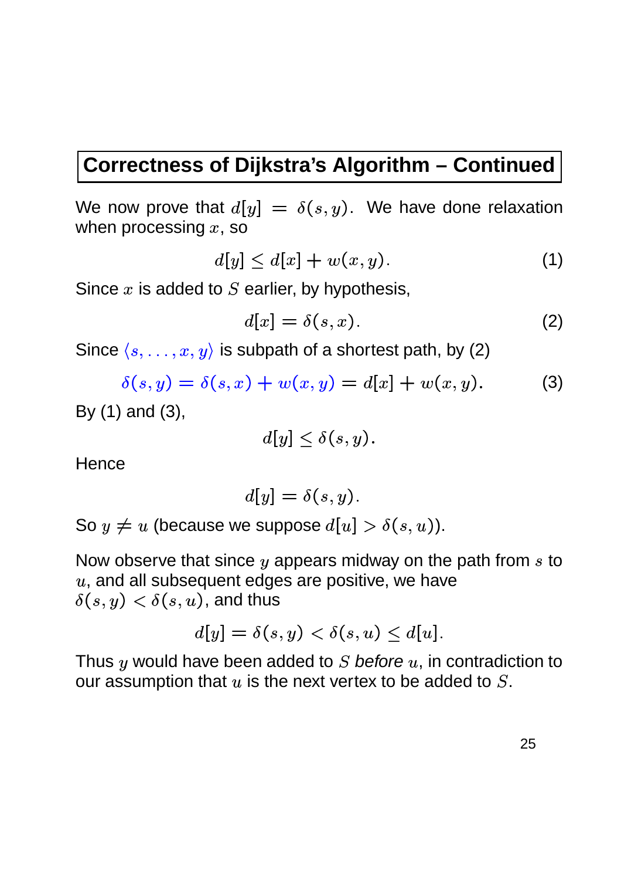# Correctness of Dijkstra's Algorithm – Continued

We now prove that $d[y] = \delta(s, y)$. We have done relaxation when processing $x$, so

$$d[y] \leq d[x] + w(x, y). \tag{1}$$

Since $x$ is added to $S$ earlier, by hypothesis,

$$d[x] = \delta(s, x). \tag{2}$$

Since $\langle s, \ldots, x, y \rangle$ is subpath of a shortest path, by (2)

$$\delta(s, y) = \delta(s, x) + w(x, y) = d[x] + w(x, y). \tag{3}$$

By (1) and (3),

$$d[y] \leq \delta(s, y).$$

Hence

$$d[y] = \delta(s, y).$$

So $y \neq u$ (because we suppose $d[u] > \delta(s, u)$).

Now observe that since $y$ appears midway on the path from $s$ to $u$, and all subsequent edges are positive, we have $\delta(s, y) < \delta(s, u)$, and thus

$$d[y] = \delta(s, y) < \delta(s, u) \leq d[u].$$

Thus $y$ would have been added to $S$ *before* $u$, in contradiction to our assumption that $u$ is the next vertex to be added to $S$.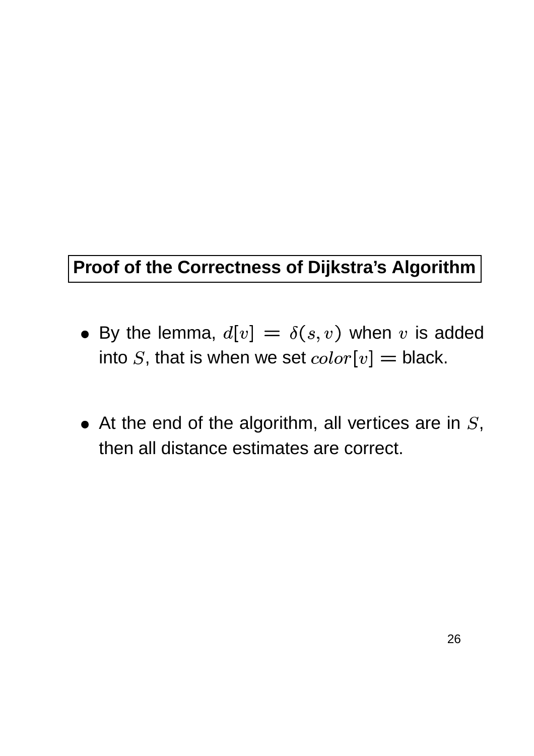## Proof of the Correctness of Dijkstra's Algorithm

- By the lemma, $d[v] = \delta(s, v)$ when $v$ is added into $S$, that is when we set $color[v] =$ black.

- At the end of the algorithm, all vertices are in $S$, then all distance estimates are correct.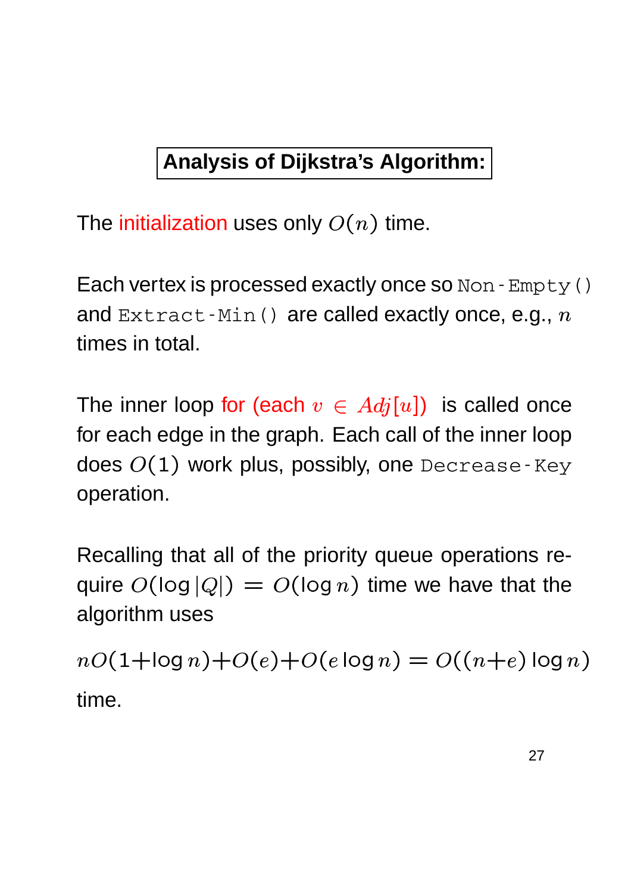## Analysis of Dijkstra's Algorithm:

The initialization uses only $O(n)$ time.

Each vertex is processed exactly once so `Non-Empty()` and `Extract-Min()` are called exactly once, e.g., $n$ times in total.

The inner loop for (each $v \in Adj[u]$) is called once for each edge in the graph. Each call of the inner loop does $O(1)$ work plus, possibly, one `Decrease-Key` operation.

Recalling that all of the priority queue operations require $O(\log |Q|) = O(\log n)$ time we have that the algorithm uses

$$nO(1+\log n)+O(e)+O(e \log n) = O((n+e)\log n)$$

time.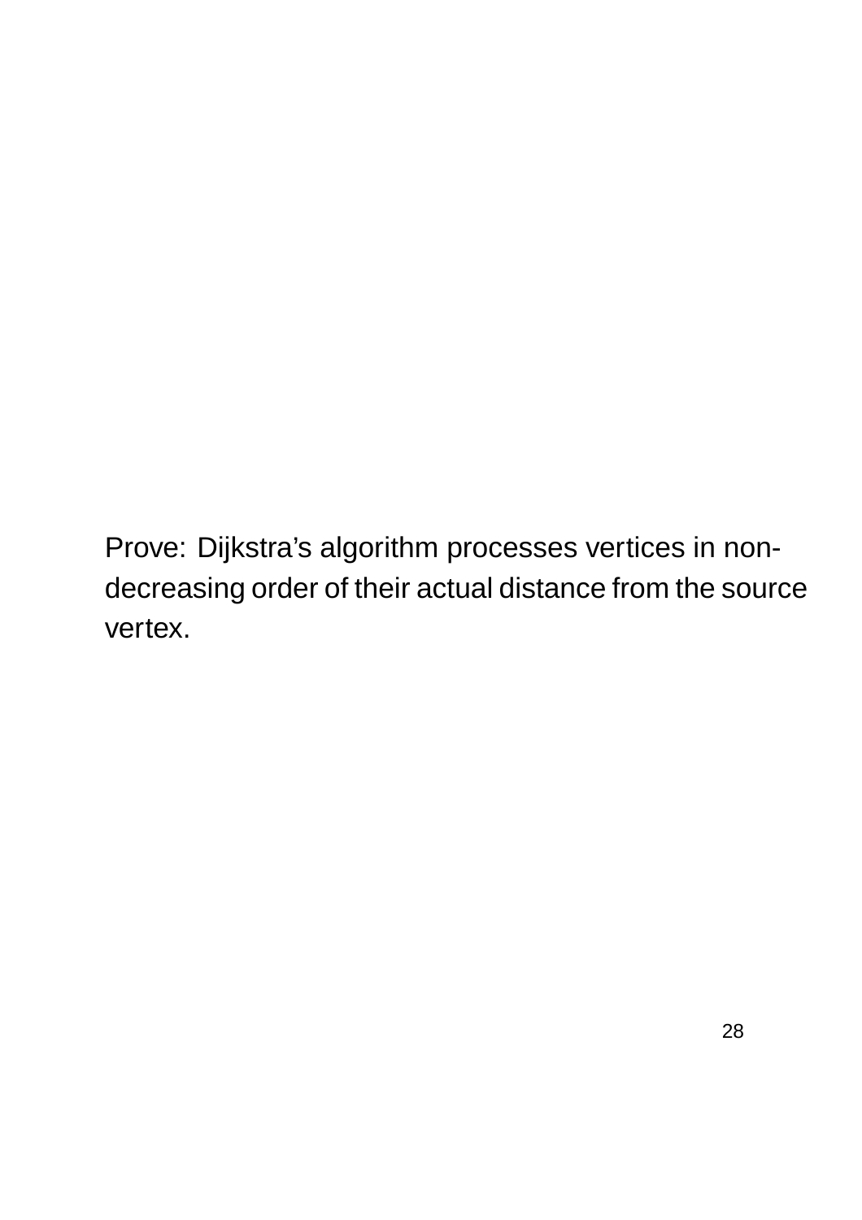Prove: Dijkstra's algorithm processes vertices in non-decreasing order of their actual distance from the source vertex.